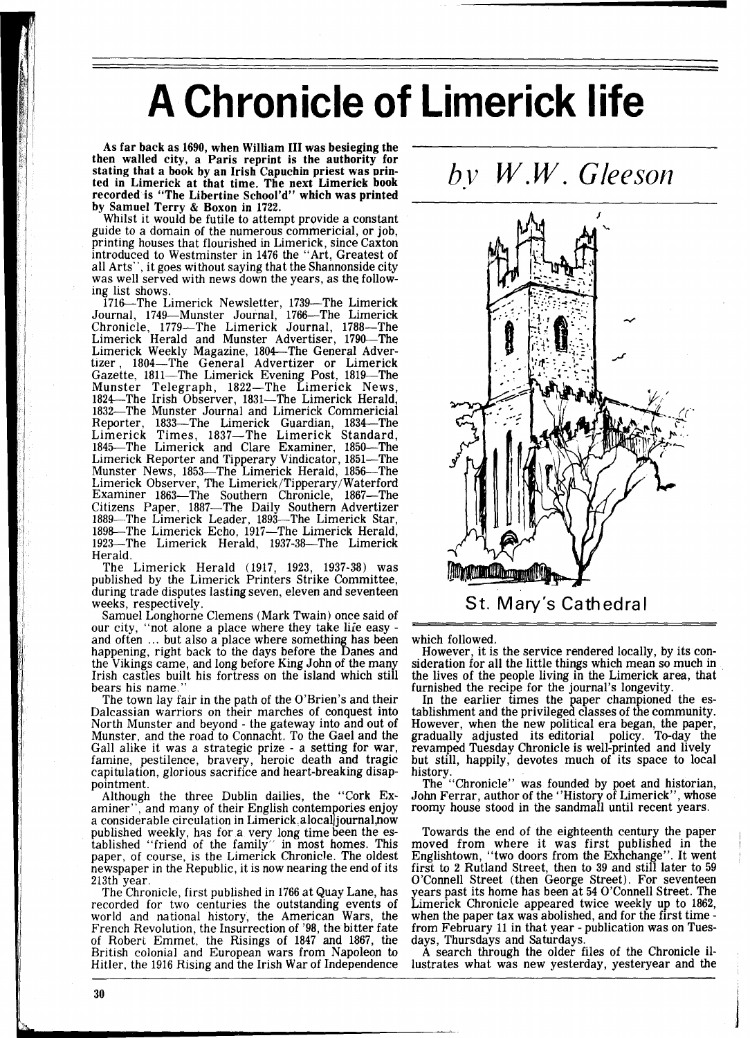# A Chronicle of Limerick life

*by W.W. Gleeson*

**As far back as 1690, when William III was besieging the then walled city, a Paris reprint is the authority for stating that a book by an Irish Capuchin priest was printed in Limerick at that time. The next Limerick book recorded is "The Libertine School'd" which was printed by Samuel Terry & Boxon in 1722.**

Whilst it would be futile to attempt provide a constant guide to a domain of the numerous commericial, or job, printing houses that flourished in Limerick, since Caxton introduced to Westminster in 1476 the "Art, Greatest of all Arts", it goes without saying that the Shannonside city was well served with news down the years, as the following list shows.

1716—The Limerick Newsletter, 1739—The Limerick Journal, 1749—Munster Journal, 1766—The Limerick Chronicle, 1779—The Limerick Journal, 1788—The Limerick Herald and Munster Advertiser, 1790—The Limerick Weekly Magazine, 1804—The General Advertizer, 1804—The General Advertizer or Limerick Gazette, 1811—The Limerick Evening Post, 1819—The Munster Telegraph, 1822—The Limerick News, 1824—The Irish Observer, 1831—The Limerick Herald, 1832—The Munster Journal and Limerick Commericial Reporter, 1833—The Limerick Guardian, 1834—The Limerick Times, 1837—The Limerick Standard, 1845—The Limerick and Clare Examiner, 1850—The Limerick Reporter and Tipperary Vindicator, 1851—The Munster News, 1853—The Limerick Herald, 1856—The Limerick Observer, The Limerick/Tipperary/Waterford Examiner 1863—The Southern Chronicle, 1867—The Citizens Paper, 1887—The Daily Southern Advertizer 1889—The Limerick Leader, 1893—The Limerick Star, 1898—The Limerick Echo, 1917—The Limerick Herald, 1923—The Limerick Herald, 1937-38—The Limerick Herald.

The Limerick Herald (1917, 1923, 1937-38) was published by the Limerick Printers Strike Committee, during trade disputes lasting seven, eleven and seventeen weeks, respectively.

Samuel Longhorne Clemens (Mark Twain) once said of our city, "not alone a place where they take life easy - and often ... but also a place where something has been happening, right back to the days before the Danes and the Vikings came, and long before King John of the many Irish castles built his fortress on the island which still bears his name."

The town lay fair in the path of the O'Brien's and their Dalcassian warriors on their marches of conquest into North Munster and beyond - the gateway into and out of Munster, and the road to Connacht. To the Gael and the Gall alike it was a strategic prize - a setting for war, famine, pestilence, bravery, heroic death and tragic capitulation, glorious sacrifice and heart-breaking disappointment.

Although the three Dublin dailies, the "Cork Examiner", and many of their English contempories enjoy a considerable circulation in Limerick, a local journal, now published weekly, has for a very long time been the established "friend of the family" in most homes. This paper, of course, is the Limerick Chronicle. The oldest newspaper in the Republic, it is now nearing the end of its 213th year.

The Chronicle, first published in 1766 at Quay Lane, has recorded for two centuries the outstanding events of world and national history, the American Wars, the French Revolution, the Insurrection of '98, the bitter fate of Robert Emmet, the Risings of 1847 and 1867, the British colonial and European wars from Napoleon to Hitler, the 1916 Rising and the Irish War of Independence which followed.

St. Mary's Cathedral

However, it is the service rendered locally, by its consideration for all the little things which mean so much in the lives of the people living in the Limerick area, that furnished the recipe for the journal's longevity.

In the earlier times the paper championed the establishment and the privileged classes of the community. However, when the new political era began, the paper, gradually adjusted its editorial policy. To-day the revamped Tuesday Chronicle is well-printed and lively but still, happily, devotes much of its space to local history.

The "Chronicle" was founded by poet and historian, John Ferrar, author of the "History of Limerick", whose roomy house stood in the sandmall until recent years.

Towards the end of the eighteenth century the paper moved from where it was first published in the Englishtown, "two doors from the Exhchange". It went first to 2 Rutland Street, then to 39 and still later to 59 O'Connell Street (then George Street). For seventeen years past its home has been at 54 O'Connell Street. The Limerick Chronicle appeared twice weekly up to 1862, when the paper tax was abolished, and for the first time - from February 11 in that year - publication was on Tuesdays, Thursdays and Saturdays.

A search through the older files of the Chronicle illustrates what was new yesterday, yesteryear and the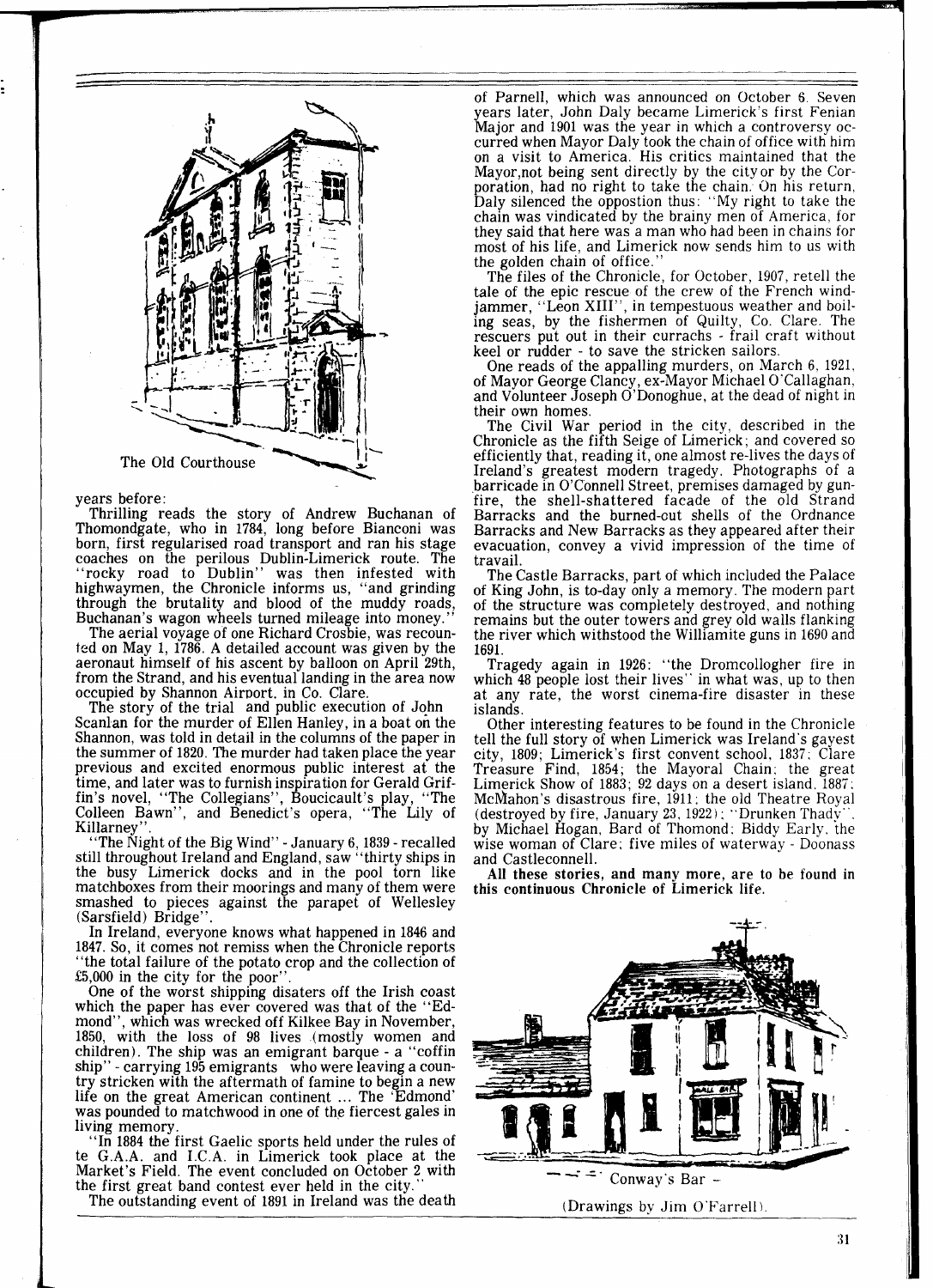The Old Courthouse

years before:

Thrilling reads the story of Andrew Buchanan of Thomondgate, who in 1784, long before Bianconi was born, first regularised road transport and ran his stage coaches on the perilous Dublin-Limerick route. The "rocky road to Dublin" was then infested with highwaymen, the Chronicle informs us, "and grinding through the brutality and blood of the muddy roads, Buchanan's wagon wheels turned mileage into money."

The aerial voyage of one Richard Crosbie, was recounted on May 1, 1786. A detailed account was given by the aeronaut himself of his ascent by balloon on April 29th, from the Strand, and his eventual landing in the area now occupied by Shannon Airport, in Co. Clare.

The story of the trial and public execution of John Scanlan for the murder of Ellen Hanley, in a boat on the Shannon, was told in detail in the columns of the paper in the summer of 1820. The murder had taken place the year previous and excited enormous public interest at the time, and later was to furnish inspiration for Gerald Griffin's novel, "The Collegians", Boucicault's play, "The Colleen Bawn", and Benedict's opera, "The Lily of Killarney".

"The Night of the Big Wind" - January 6, 1839 - recalled still throughout Ireland and England, saw "thirty ships in the busy Limerick docks and in the pool torn like matchboxes from their moorings and many of them were smashed to pieces against the parapet of Wellesley (Sarsfield) Bridge".

In Ireland, everyone knows what happened in 1846 and 1847. So, it comes not remiss when the Chronicle reports "the total failure of the potato crop and the collection of £5,000 in the city for the poor".

One of the worst shipping disaters off the Irish coast which the paper has ever covered was that of the "Edmond", which was wrecked off Kilkee Bay in November, 1850, with the loss of 98 lives (mostly women and children). The ship was an emigrant barque - a "coffin ship" - carrying 195 emigrants who were leaving a country stricken with the aftermath of famine to begin a new life on the great American continent ... The 'Edmond' was pounded to matchwood in one of the fiercest gales in living memory.

"In 1884 the first Gaelic sports held under the rules of te G.A.A. and I.C.A. in Limerick took place at the Market's Field. The event concluded on October 2 with the first great band contest ever held in the city."

The outstanding event of 1891 in Ireland was the death of Parnell, which was announced on October 6. Seven years later, John Daly became Limerick's first Fenian Major and 1901 was the year in which a controversy occurred when Mayor Daly took the chain of office with him on a visit to America. His critics maintained that the Mayor,not being sent directly by the city or by the Corporation, had no right to take the chain. On his return, Daly silenced the oppostion thus: "My right to take the chain was vindicated by the brainy men of America, for they said that here was a man who had been in chains for most of his life, and Limerick now sends him to us with the golden chain of office."

The files of the Chronicle, for October, 1907, retell the tale of the epic rescue of the crew of the French windjammer, "Leon XIII", in tempestuous weather and boiling seas, by the fishermen of Quilty, Co. Clare. The rescuers put out in their currachs - frail craft without keel or rudder - to save the stricken sailors.

One reads of the appalling murders, on March 6, 1921, of Mayor George Clancy, ex-Mayor Michael O'Callaghan, and Volunteer Joseph O'Donoghue, at the dead of night in their own homes.

The Civil War period in the city, described in the Chronicle as the fifth Seige of Limerick; and covered so efficiently that, reading it, one almost re-lives the days of Ireland's greatest modern tragedy. Photographs of a barricade in O'Connell Street, premises damaged by gunfire, the shell-shattered facade of the old Strand Barracks and the burned-out shells of the Ordnance Barracks and New Barracks as they appeared after their evacuation, convey a vivid impression of the time of travail.

The Castle Barracks, part of which included the Palace of King John, is to-day only a memory. The modern part of the structure was completely destroyed, and nothing remains but the outer towers and grey old walls flanking the river which withstood the Williamite guns in 1690 and 1691.

Tragedy again in 1926: "the Dromcollogher fire in which 48 people lost their lives" in what was, up to then at any rate, the worst cinema-fire disaster in these islands.

Other interesting features to be found in the Chronicle tell the full story of when Limerick was Ireland's gayest city, 1809; Limerick's first convent school, 1837; Clare Treasure Find, 1854; the Mayoral Chain; the great Limerick Show of 1883; 92 days on a desert island, 1887; McMahon's disastrous fire, 1911; the old Theatre Royal (destroyed by fire, January 23, 1922); "Drunken Thady", by Michael Hogan, Bard of Thomond; Biddy Early, the wise woman of Clare; five miles of waterway - Doonass and Castleconnell.

**All these stories, and many more, are to be found in this continuous Chronicle of Limerick life.**

Conway's Bar –

(Drawings by Jim O'Farrell).